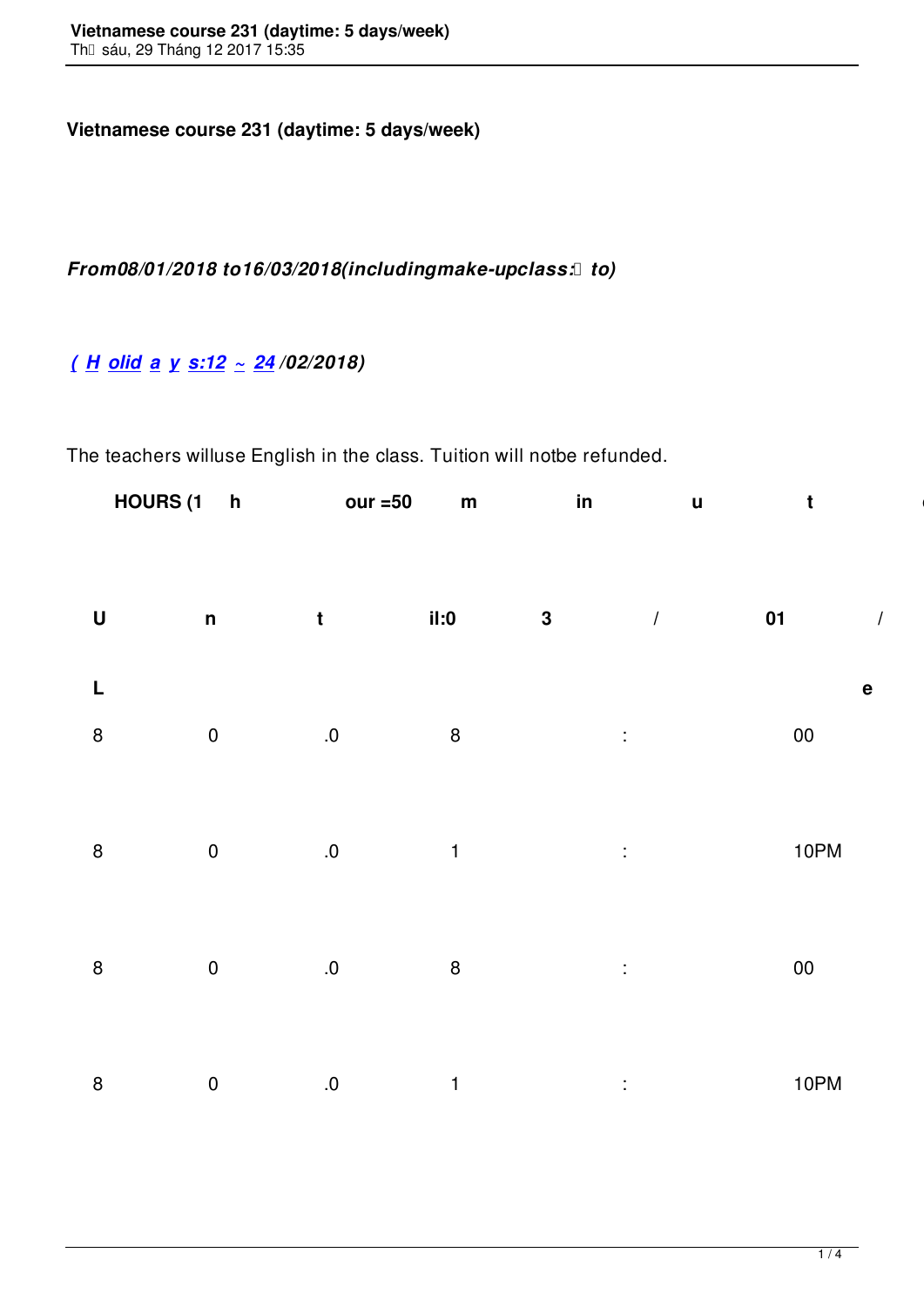**Vietnamese course 231 (daytime: 5 days/week)**

***From08/01/2018 to16/03/2018(includingmake-upclass: to)***

***( H olid a y s:12 ~ 24 /02/2018)***

The teachers willuse English in the class. Tuition will notbe refunded.

| **HOURS (1** | **h** | | **our =50** | **m** | **in** | **u** | **t** |
|---|---|---|---|---|---|---|---|
| **U** | **n** | **t** | **il:0** | **3** | **/** | **01** | **/** |
| **L** | | | | | | | **e** |
| 8 | 0 | .0 | 8 | | : | 00 | |
| 8 | 0 | .0 | 1 | | : | 10PM | |
| 8 | 0 | .0 | 8 | | : | 00 | |
| 8 | 0 | .0 | 1 | | : | 10PM | |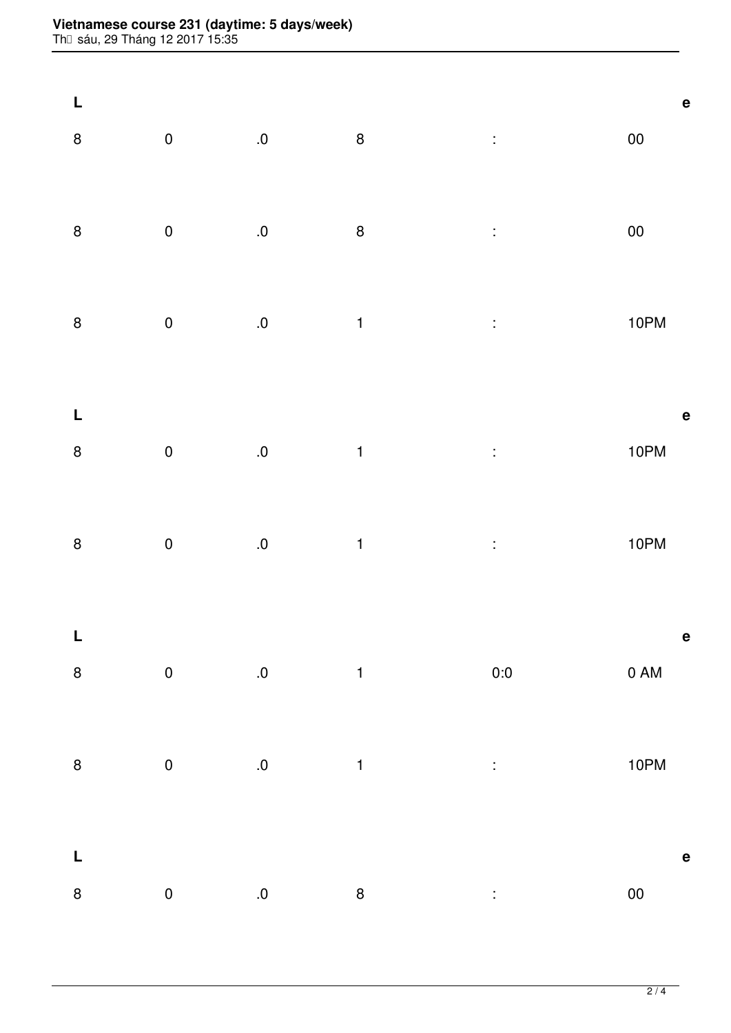| L | | | | | | e |
|---|---|---|---|---|---|---|
| 8 | 0 | .0 | 8 | : | 00 | |
| 8 | 0 | .0 | 8 | : | 00 | |
| 8 | 0 | .0 | 1 | : | 10PM | |
| L | | | | | | e |
| 8 | 0 | .0 | 1 | : | 10PM | |
| 8 | 0 | .0 | 1 | : | 10PM | |
| L | | | | | | e |
| 8 | 0 | .0 | 1 | 0:0 | 0 AM | |
| 8 | 0 | .0 | 1 | : | 10PM | |
| L | | | | | | e |
| 8 | 0 | .0 | 8 | : | 00 | |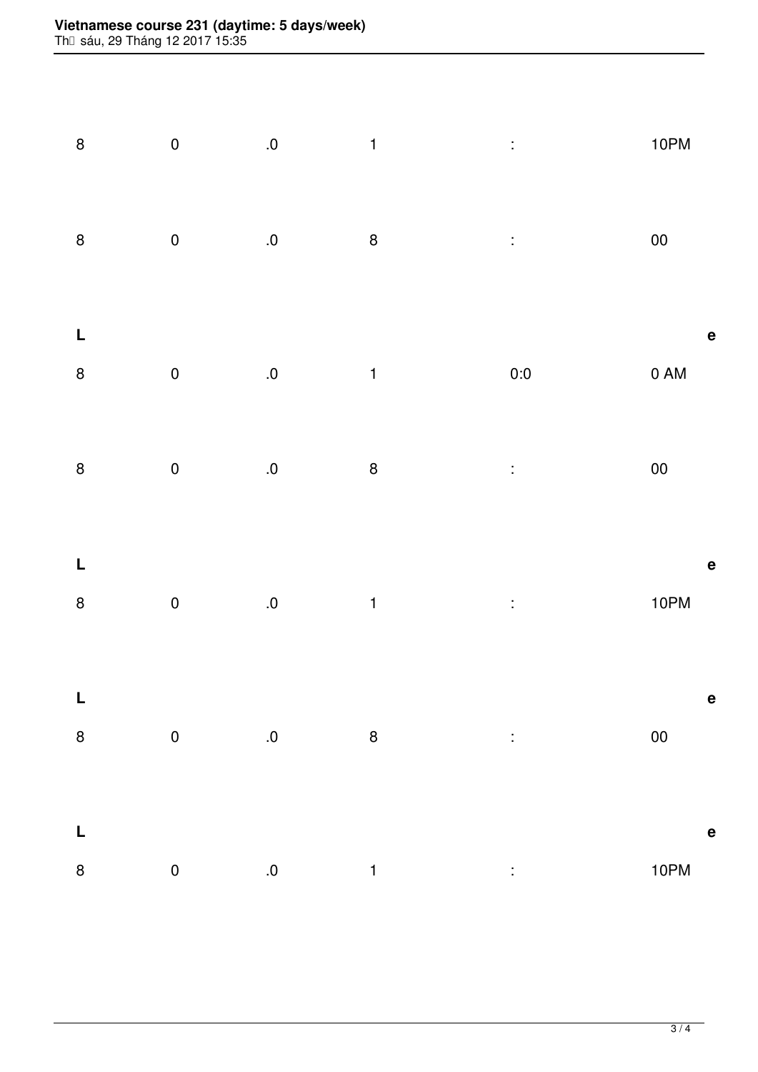| 8 | 0 | .0 | 1 | : | 10PM |
|---|---|---|---|---|---|
| 8 | 0 | .0 | 8 | : | 00 |
| **L** | | | | | **e** |
| 8 | 0 | .0 | 1 | 0:0 | 0 AM |
| 8 | 0 | .0 | 8 | : | 00 |
| **L** | | | | | **e** |
| 8 | 0 | .0 | 1 | : | 10PM |
| **L** | | | | | **e** |
| 8 | 0 | .0 | 8 | : | 00 |
| **L** | | | | | **e** |
| 8 | 0 | .0 | 1 | : | 10PM |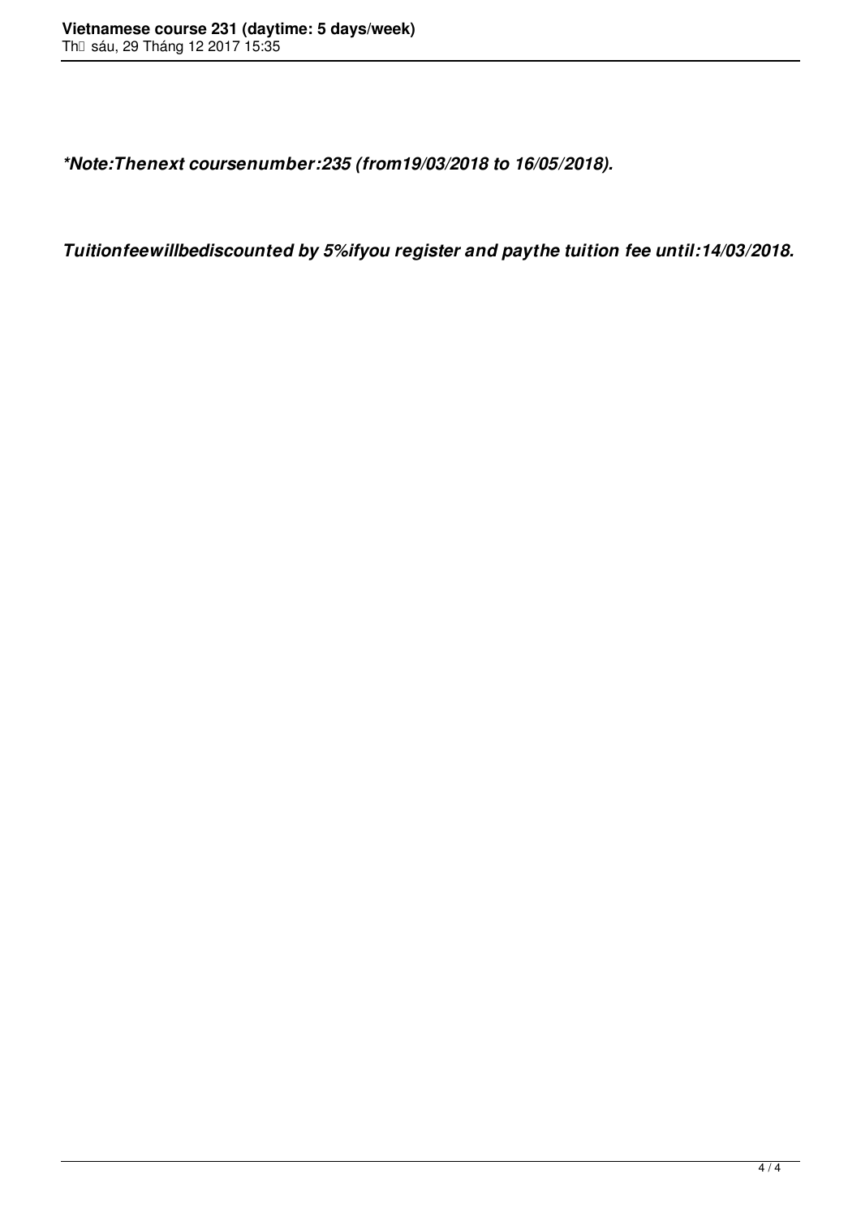***Note:Thenext coursenumber:235 (from19/03/2018 to 16/05/2018).***

***Tuitionfeewillbediscounted by 5%ifyou register and paythe tuition fee until:14/03/2018.***